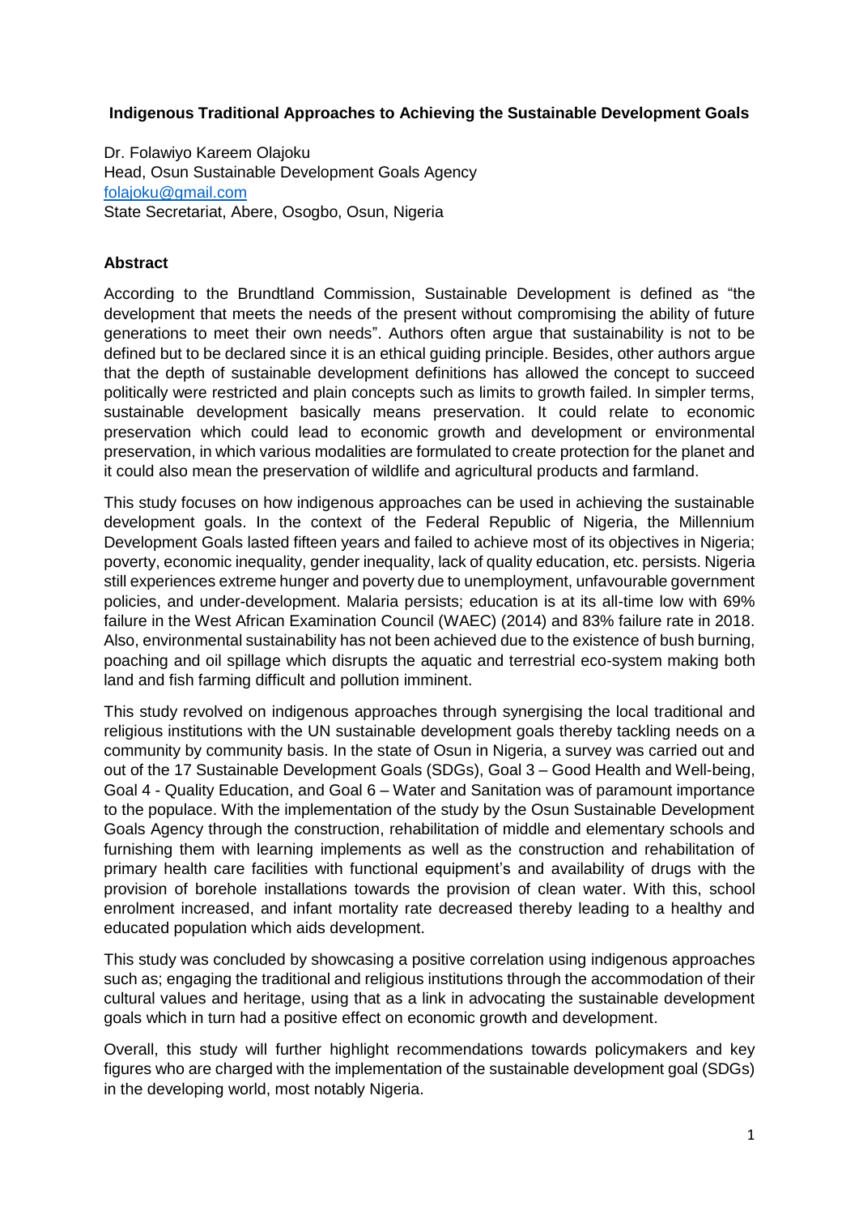# Indigenous Traditional Approaches to Achieving the Sustainable Development Goals

Dr. Folawiyo Kareem Olajoku
Head, Osun Sustainable Development Goals Agency
folajoku@gmail.com
State Secretariat, Abere, Osogbo, Osun, Nigeria

## Abstract

According to the Brundtland Commission, Sustainable Development is defined as "the development that meets the needs of the present without compromising the ability of future generations to meet their own needs". Authors often argue that sustainability is not to be defined but to be declared since it is an ethical guiding principle. Besides, other authors argue that the depth of sustainable development definitions has allowed the concept to succeed politically were restricted and plain concepts such as limits to growth failed. In simpler terms, sustainable development basically means preservation. It could relate to economic preservation which could lead to economic growth and development or environmental preservation, in which various modalities are formulated to create protection for the planet and it could also mean the preservation of wildlife and agricultural products and farmland.

This study focuses on how indigenous approaches can be used in achieving the sustainable development goals. In the context of the Federal Republic of Nigeria, the Millennium Development Goals lasted fifteen years and failed to achieve most of its objectives in Nigeria; poverty, economic inequality, gender inequality, lack of quality education, etc. persists. Nigeria still experiences extreme hunger and poverty due to unemployment, unfavourable government policies, and under-development. Malaria persists; education is at its all-time low with 69% failure in the West African Examination Council (WAEC) (2014) and 83% failure rate in 2018. Also, environmental sustainability has not been achieved due to the existence of bush burning, poaching and oil spillage which disrupts the aquatic and terrestrial eco-system making both land and fish farming difficult and pollution imminent.

This study revolved on indigenous approaches through synergising the local traditional and religious institutions with the UN sustainable development goals thereby tackling needs on a community by community basis. In the state of Osun in Nigeria, a survey was carried out and out of the 17 Sustainable Development Goals (SDGs), Goal 3 – Good Health and Well-being, Goal 4 - Quality Education, and Goal 6 – Water and Sanitation was of paramount importance to the populace. With the implementation of the study by the Osun Sustainable Development Goals Agency through the construction, rehabilitation of middle and elementary schools and furnishing them with learning implements as well as the construction and rehabilitation of primary health care facilities with functional equipment's and availability of drugs with the provision of borehole installations towards the provision of clean water. With this, school enrolment increased, and infant mortality rate decreased thereby leading to a healthy and educated population which aids development.

This study was concluded by showcasing a positive correlation using indigenous approaches such as; engaging the traditional and religious institutions through the accommodation of their cultural values and heritage, using that as a link in advocating the sustainable development goals which in turn had a positive effect on economic growth and development.

Overall, this study will further highlight recommendations towards policymakers and key figures who are charged with the implementation of the sustainable development goal (SDGs) in the developing world, most notably Nigeria.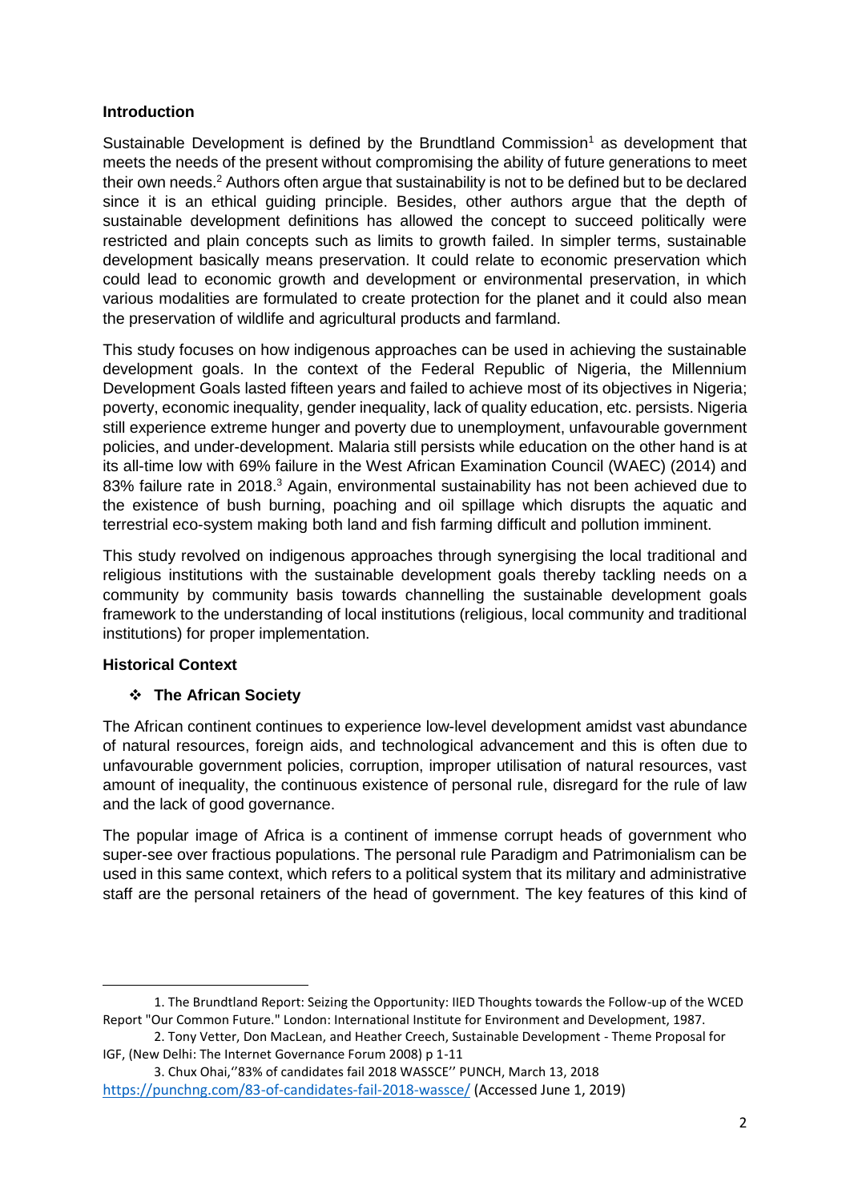## Introduction

Sustainable Development is defined by the Brundtland Commission[1] as development that meets the needs of the present without compromising the ability of future generations to meet their own needs.[2] Authors often argue that sustainability is not to be defined but to be declared since it is an ethical guiding principle. Besides, other authors argue that the depth of sustainable development definitions has allowed the concept to succeed politically were restricted and plain concepts such as limits to growth failed. In simpler terms, sustainable development basically means preservation. It could relate to economic preservation which could lead to economic growth and development or environmental preservation, in which various modalities are formulated to create protection for the planet and it could also mean the preservation of wildlife and agricultural products and farmland.

This study focuses on how indigenous approaches can be used in achieving the sustainable development goals. In the context of the Federal Republic of Nigeria, the Millennium Development Goals lasted fifteen years and failed to achieve most of its objectives in Nigeria; poverty, economic inequality, gender inequality, lack of quality education, etc. persists. Nigeria still experience extreme hunger and poverty due to unemployment, unfavourable government policies, and under-development. Malaria still persists while education on the other hand is at its all-time low with 69% failure in the West African Examination Council (WAEC) (2014) and 83% failure rate in 2018.[3] Again, environmental sustainability has not been achieved due to the existence of bush burning, poaching and oil spillage which disrupts the aquatic and terrestrial eco-system making both land and fish farming difficult and pollution imminent.

This study revolved on indigenous approaches through synergising the local traditional and religious institutions with the sustainable development goals thereby tackling needs on a community by community basis towards channelling the sustainable development goals framework to the understanding of local institutions (religious, local community and traditional institutions) for proper implementation.

## Historical Context

### ❖ The African Society

The African continent continues to experience low-level development amidst vast abundance of natural resources, foreign aids, and technological advancement and this is often due to unfavourable government policies, corruption, improper utilisation of natural resources, vast amount of inequality, the continuous existence of personal rule, disregard for the rule of law and the lack of good governance.

The popular image of Africa is a continent of immense corrupt heads of government who super-see over fractious populations. The personal rule Paradigm and Patrimonialism can be used in this same context, which refers to a political system that its military and administrative staff are the personal retainers of the head of government. The key features of this kind of

---

1. The Brundtland Report: Seizing the Opportunity: IIED Thoughts towards the Follow-up of the WCED Report "Our Common Future." London: International Institute for Environment and Development, 1987.

2. Tony Vetter, Don MacLean, and Heather Creech, Sustainable Development - Theme Proposal for IGF, (New Delhi: The Internet Governance Forum 2008) p 1-11

3. Chux Ohai,''83% of candidates fail 2018 WASSCE'' PUNCH, March 13, 2018 https://punchng.com/83-of-candidates-fail-2018-wassce/ (Accessed June 1, 2019)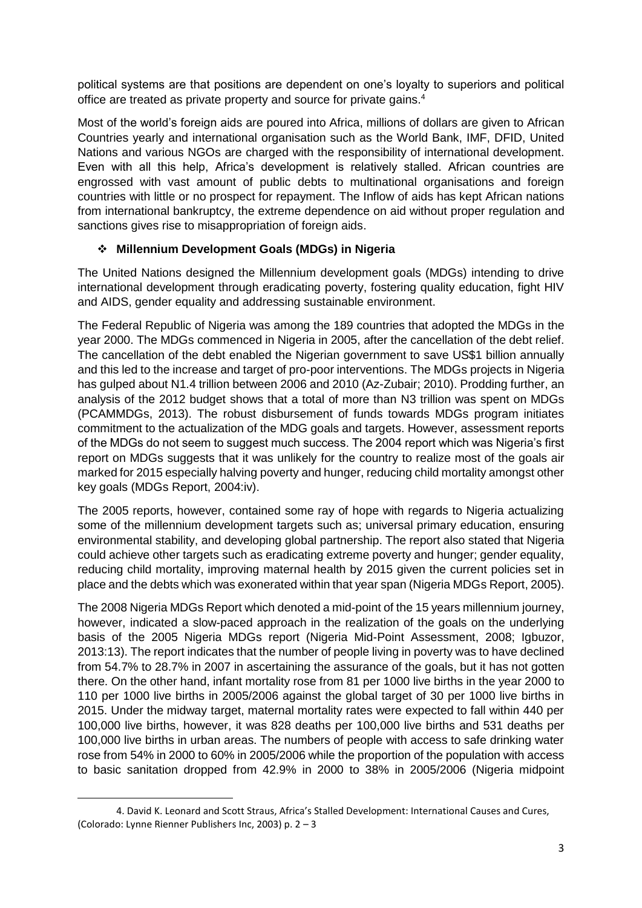political systems are that positions are dependent on one's loyalty to superiors and political office are treated as private property and source for private gains.[4]

Most of the world's foreign aids are poured into Africa, millions of dollars are given to African Countries yearly and international organisation such as the World Bank, IMF, DFID, United Nations and various NGOs are charged with the responsibility of international development. Even with all this help, Africa's development is relatively stalled. African countries are engrossed with vast amount of public debts to multinational organisations and foreign countries with little or no prospect for repayment. The Inflow of aids has kept African nations from international bankruptcy, the extreme dependence on aid without proper regulation and sanctions gives rise to misappropriation of foreign aids.

### ❖ Millennium Development Goals (MDGs) in Nigeria

The United Nations designed the Millennium development goals (MDGs) intending to drive international development through eradicating poverty, fostering quality education, fight HIV and AIDS, gender equality and addressing sustainable environment.

The Federal Republic of Nigeria was among the 189 countries that adopted the MDGs in the year 2000. The MDGs commenced in Nigeria in 2005, after the cancellation of the debt relief. The cancellation of the debt enabled the Nigerian government to save US$1 billion annually and this led to the increase and target of pro-poor interventions. The MDGs projects in Nigeria has gulped about N1.4 trillion between 2006 and 2010 (Az-Zubair; 2010). Prodding further, an analysis of the 2012 budget shows that a total of more than N3 trillion was spent on MDGs (PCAMMDGs, 2013). The robust disbursement of funds towards MDGs program initiates commitment to the actualization of the MDG goals and targets. However, assessment reports of the MDGs do not seem to suggest much success. The 2004 report which was Nigeria's first report on MDGs suggests that it was unlikely for the country to realize most of the goals air marked for 2015 especially halving poverty and hunger, reducing child mortality amongst other key goals (MDGs Report, 2004:iv).

The 2005 reports, however, contained some ray of hope with regards to Nigeria actualizing some of the millennium development targets such as; universal primary education, ensuring environmental stability, and developing global partnership. The report also stated that Nigeria could achieve other targets such as eradicating extreme poverty and hunger; gender equality, reducing child mortality, improving maternal health by 2015 given the current policies set in place and the debts which was exonerated within that year span (Nigeria MDGs Report, 2005).

The 2008 Nigeria MDGs Report which denoted a mid-point of the 15 years millennium journey, however, indicated a slow-paced approach in the realization of the goals on the underlying basis of the 2005 Nigeria MDGs report (Nigeria Mid-Point Assessment, 2008; Igbuzor, 2013:13). The report indicates that the number of people living in poverty was to have declined from 54.7% to 28.7% in 2007 in ascertaining the assurance of the goals, but it has not gotten there. On the other hand, infant mortality rose from 81 per 1000 live births in the year 2000 to 110 per 1000 live births in 2005/2006 against the global target of 30 per 1000 live births in 2015. Under the midway target, maternal mortality rates were expected to fall within 440 per 100,000 live births, however, it was 828 deaths per 100,000 live births and 531 deaths per 100,000 live births in urban areas. The numbers of people with access to safe drinking water rose from 54% in 2000 to 60% in 2005/2006 while the proportion of the population with access to basic sanitation dropped from 42.9% in 2000 to 38% in 2005/2006 (Nigeria midpoint

---

4. David K. Leonard and Scott Straus, Africa's Stalled Development: International Causes and Cures, (Colorado: Lynne Rienner Publishers Inc, 2003) p. 2 – 3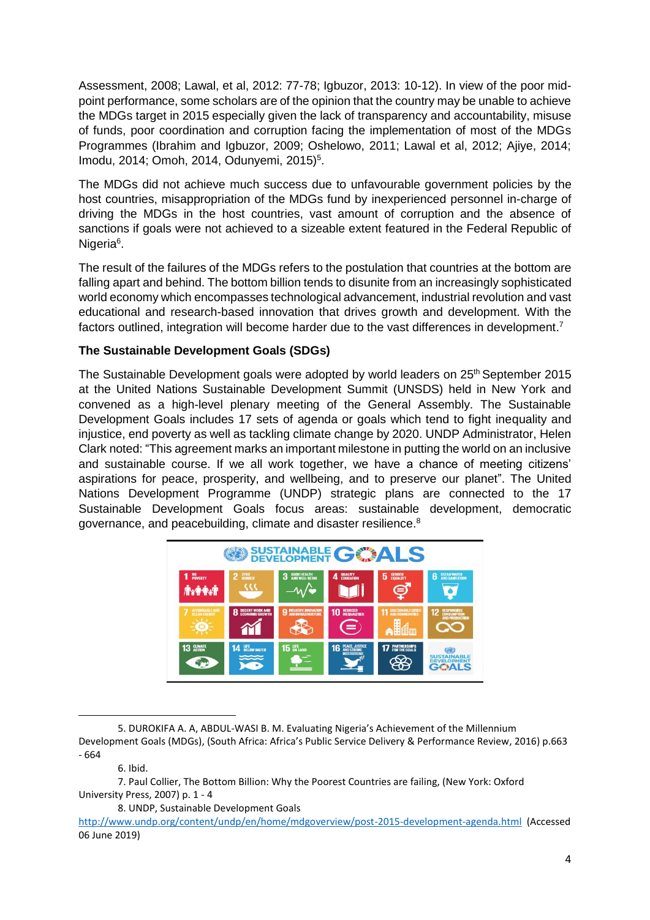Assessment, 2008; Lawal, et al, 2012: 77-78; Igbuzor, 2013: 10-12). In view of the poor mid-point performance, some scholars are of the opinion that the country may be unable to achieve the MDGs target in 2015 especially given the lack of transparency and accountability, misuse of funds, poor coordination and corruption facing the implementation of most of the MDGs Programmes (Ibrahim and Igbuzor, 2009; Oshelowo, 2011; Lawal et al, 2012; Ajiye, 2014; Imodu, 2014; Omoh, 2014, Odunyemi, 2015)[5].

The MDGs did not achieve much success due to unfavourable government policies by the host countries, misappropriation of the MDGs fund by inexperienced personnel in-charge of driving the MDGs in the host countries, vast amount of corruption and the absence of sanctions if goals were not achieved to a sizeable extent featured in the Federal Republic of Nigeria[6].

The result of the failures of the MDGs refers to the postulation that countries at the bottom are falling apart and behind. The bottom billion tends to disunite from an increasingly sophisticated world economy which encompasses technological advancement, industrial revolution and vast educational and research-based innovation that drives growth and development. With the factors outlined, integration will become harder due to the vast differences in development.[7]

**The Sustainable Development Goals (SDGs)**

The Sustainable Development goals were adopted by world leaders on 25th September 2015 at the United Nations Sustainable Development Summit (UNSDS) held in New York and convened as a high-level plenary meeting of the General Assembly. The Sustainable Development Goals includes 17 sets of agenda or goals which tend to fight inequality and injustice, end poverty as well as tackling climate change by 2020. UNDP Administrator, Helen Clark noted: "This agreement marks an important milestone in putting the world on an inclusive and sustainable course. If we all work together, we have a chance of meeting citizens' aspirations for peace, prosperity, and wellbeing, and to preserve our planet". The United Nations Development Programme (UNDP) strategic plans are connected to the 17 Sustainable Development Goals focus areas: sustainable development, democratic governance, and peacebuilding, climate and disaster resilience.[8]

---

5. DUROKIFA A. A, ABDUL-WASI B. M. Evaluating Nigeria's Achievement of the Millennium Development Goals (MDGs), (South Africa: Africa's Public Service Delivery & Performance Review, 2016) p.663 - 664

6. Ibid.

7. Paul Collier, The Bottom Billion: Why the Poorest Countries are failing, (New York: Oxford University Press, 2007) p. 1 - 4

8. UNDP, Sustainable Development Goals http://www.undp.org/content/undp/en/home/mdgoverview/post-2015-development-agenda.html (Accessed 06 June 2019)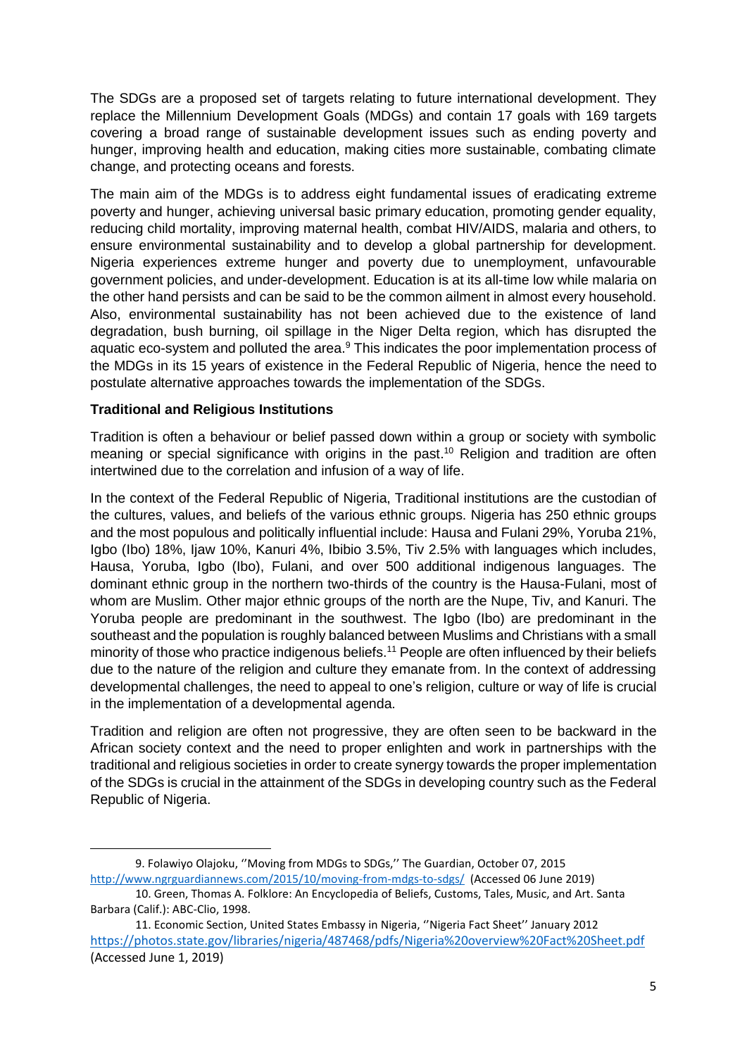The SDGs are a proposed set of targets relating to future international development. They replace the Millennium Development Goals (MDGs) and contain 17 goals with 169 targets covering a broad range of sustainable development issues such as ending poverty and hunger, improving health and education, making cities more sustainable, combating climate change, and protecting oceans and forests.

The main aim of the MDGs is to address eight fundamental issues of eradicating extreme poverty and hunger, achieving universal basic primary education, promoting gender equality, reducing child mortality, improving maternal health, combat HIV/AIDS, malaria and others, to ensure environmental sustainability and to develop a global partnership for development. Nigeria experiences extreme hunger and poverty due to unemployment, unfavourable government policies, and under-development. Education is at its all-time low while malaria on the other hand persists and can be said to be the common ailment in almost every household. Also, environmental sustainability has not been achieved due to the existence of land degradation, bush burning, oil spillage in the Niger Delta region, which has disrupted the aquatic eco-system and polluted the area.[9] This indicates the poor implementation process of the MDGs in its 15 years of existence in the Federal Republic of Nigeria, hence the need to postulate alternative approaches towards the implementation of the SDGs.

### Traditional and Religious Institutions

Tradition is often a behaviour or belief passed down within a group or society with symbolic meaning or special significance with origins in the past.[10] Religion and tradition are often intertwined due to the correlation and infusion of a way of life.

In the context of the Federal Republic of Nigeria, Traditional institutions are the custodian of the cultures, values, and beliefs of the various ethnic groups. Nigeria has 250 ethnic groups and the most populous and politically influential include: Hausa and Fulani 29%, Yoruba 21%, Igbo (Ibo) 18%, Ijaw 10%, Kanuri 4%, Ibibio 3.5%, Tiv 2.5% with languages which includes, Hausa, Yoruba, Igbo (Ibo), Fulani, and over 500 additional indigenous languages. The dominant ethnic group in the northern two-thirds of the country is the Hausa-Fulani, most of whom are Muslim. Other major ethnic groups of the north are the Nupe, Tiv, and Kanuri. The Yoruba people are predominant in the southwest. The Igbo (Ibo) are predominant in the southeast and the population is roughly balanced between Muslims and Christians with a small minority of those who practice indigenous beliefs.[11] People are often influenced by their beliefs due to the nature of the religion and culture they emanate from. In the context of addressing developmental challenges, the need to appeal to one's religion, culture or way of life is crucial in the implementation of a developmental agenda.

Tradition and religion are often not progressive, they are often seen to be backward in the African society context and the need to proper enlighten and work in partnerships with the traditional and religious societies in order to create synergy towards the proper implementation of the SDGs is crucial in the attainment of the SDGs in developing country such as the Federal Republic of Nigeria.

9. Folawiyo Olajoku, ''Moving from MDGs to SDGs,'' The Guardian, October 07, 2015 http://www.ngrguardiannews.com/2015/10/moving-from-mdgs-to-sdgs/ (Accessed 06 June 2019)

10. Green, Thomas A. Folklore: An Encyclopedia of Beliefs, Customs, Tales, Music, and Art. Santa Barbara (Calif.): ABC-Clio, 1998.

11. Economic Section, United States Embassy in Nigeria, ''Nigeria Fact Sheet'' January 2012 https://photos.state.gov/libraries/nigeria/487468/pdfs/Nigeria%20overview%20Fact%20Sheet.pdf (Accessed June 1, 2019)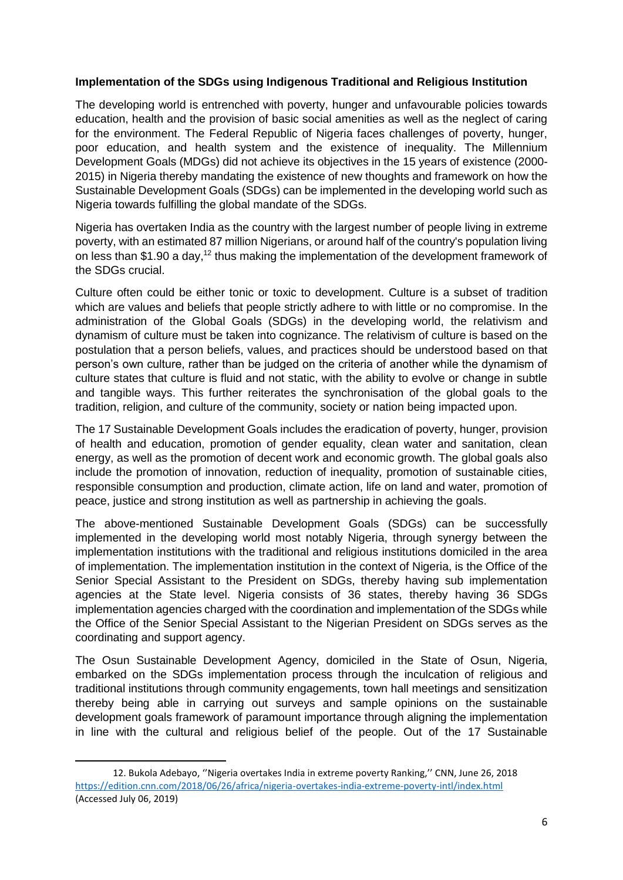**Implementation of the SDGs using Indigenous Traditional and Religious Institution**

The developing world is entrenched with poverty, hunger and unfavourable policies towards education, health and the provision of basic social amenities as well as the neglect of caring for the environment. The Federal Republic of Nigeria faces challenges of poverty, hunger, poor education, and health system and the existence of inequality. The Millennium Development Goals (MDGs) did not achieve its objectives in the 15 years of existence (2000-2015) in Nigeria thereby mandating the existence of new thoughts and framework on how the Sustainable Development Goals (SDGs) can be implemented in the developing world such as Nigeria towards fulfilling the global mandate of the SDGs.

Nigeria has overtaken India as the country with the largest number of people living in extreme poverty, with an estimated 87 million Nigerians, or around half of the country's population living on less than $1.90 a day,[12] thus making the implementation of the development framework of the SDGs crucial.

Culture often could be either tonic or toxic to development. Culture is a subset of tradition which are values and beliefs that people strictly adhere to with little or no compromise. In the administration of the Global Goals (SDGs) in the developing world, the relativism and dynamism of culture must be taken into cognizance. The relativism of culture is based on the postulation that a person beliefs, values, and practices should be understood based on that person's own culture, rather than be judged on the criteria of another while the dynamism of culture states that culture is fluid and not static, with the ability to evolve or change in subtle and tangible ways. This further reiterates the synchronisation of the global goals to the tradition, religion, and culture of the community, society or nation being impacted upon.

The 17 Sustainable Development Goals includes the eradication of poverty, hunger, provision of health and education, promotion of gender equality, clean water and sanitation, clean energy, as well as the promotion of decent work and economic growth. The global goals also include the promotion of innovation, reduction of inequality, promotion of sustainable cities, responsible consumption and production, climate action, life on land and water, promotion of peace, justice and strong institution as well as partnership in achieving the goals.

The above-mentioned Sustainable Development Goals (SDGs) can be successfully implemented in the developing world most notably Nigeria, through synergy between the implementation institutions with the traditional and religious institutions domiciled in the area of implementation. The implementation institution in the context of Nigeria, is the Office of the Senior Special Assistant to the President on SDGs, thereby having sub implementation agencies at the State level. Nigeria consists of 36 states, thereby having 36 SDGs implementation agencies charged with the coordination and implementation of the SDGs while the Office of the Senior Special Assistant to the Nigerian President on SDGs serves as the coordinating and support agency.

The Osun Sustainable Development Agency, domiciled in the State of Osun, Nigeria, embarked on the SDGs implementation process through the inculcation of religious and traditional institutions through community engagements, town hall meetings and sensitization thereby being able in carrying out surveys and sample opinions on the sustainable development goals framework of paramount importance through aligning the implementation in line with the cultural and religious belief of the people. Out of the 17 Sustainable

---

12. Bukola Adebayo, ''Nigeria overtakes India in extreme poverty Ranking,'' CNN, June 26, 2018 https://edition.cnn.com/2018/06/26/africa/nigeria-overtakes-india-extreme-poverty-intl/index.html (Accessed July 06, 2019)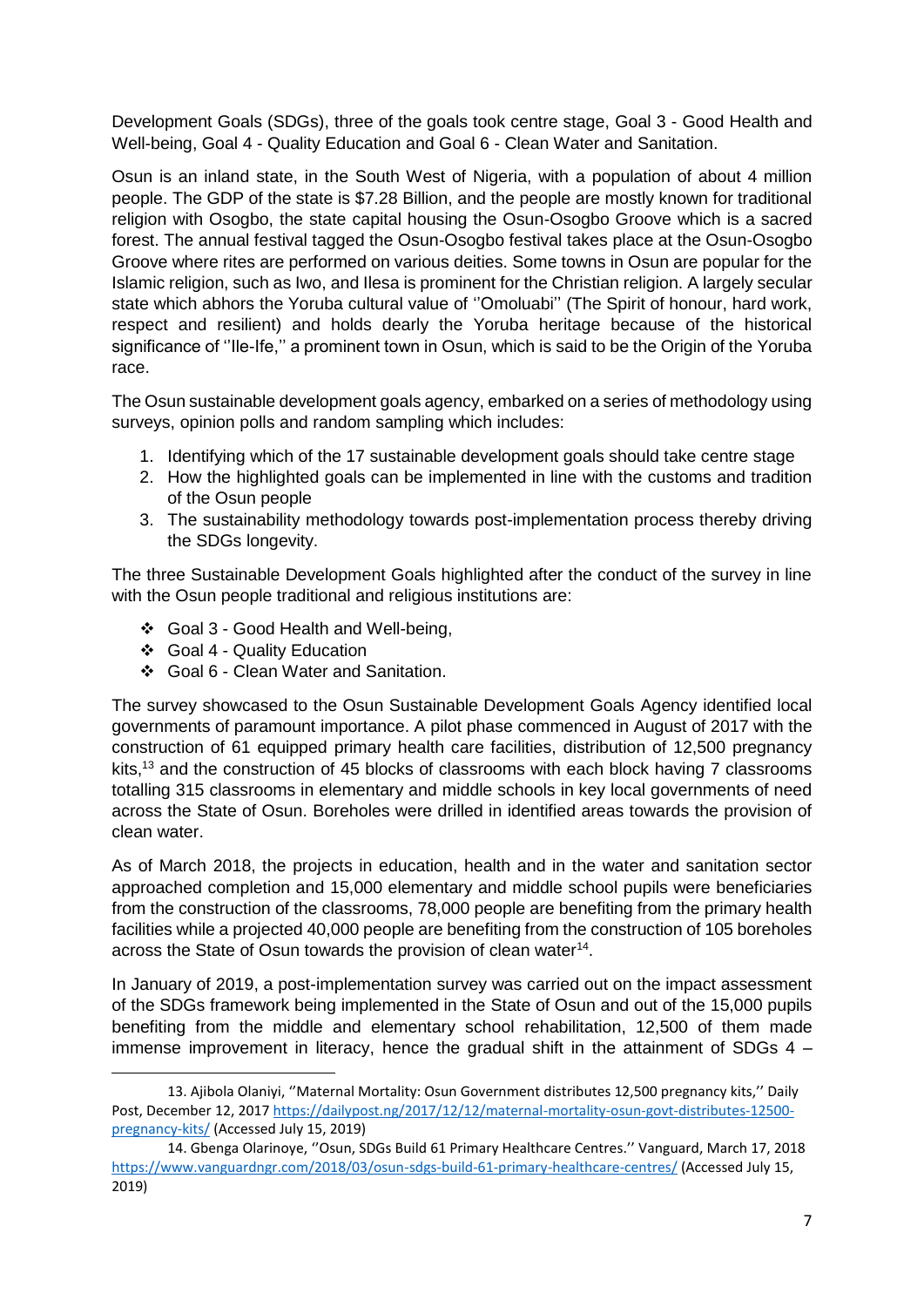Development Goals (SDGs), three of the goals took centre stage, Goal 3 - Good Health and Well-being, Goal 4 - Quality Education and Goal 6 - Clean Water and Sanitation.

Osun is an inland state, in the South West of Nigeria, with a population of about 4 million people. The GDP of the state is $7.28 Billion, and the people are mostly known for traditional religion with Osogbo, the state capital housing the Osun-Osogbo Groove which is a sacred forest. The annual festival tagged the Osun-Osogbo festival takes place at the Osun-Osogbo Groove where rites are performed on various deities. Some towns in Osun are popular for the Islamic religion, such as Iwo, and Ilesa is prominent for the Christian religion. A largely secular state which abhors the Yoruba cultural value of ''Omoluabi'' (The Spirit of honour, hard work, respect and resilient) and holds dearly the Yoruba heritage because of the historical significance of ''Ile-Ife,'' a prominent town in Osun, which is said to be the Origin of the Yoruba race.

The Osun sustainable development goals agency, embarked on a series of methodology using surveys, opinion polls and random sampling which includes:

1. Identifying which of the 17 sustainable development goals should take centre stage
2. How the highlighted goals can be implemented in line with the customs and tradition of the Osun people
3. The sustainability methodology towards post-implementation process thereby driving the SDGs longevity.

The three Sustainable Development Goals highlighted after the conduct of the survey in line with the Osun people traditional and religious institutions are:

- Goal 3 - Good Health and Well-being,
- Goal 4 - Quality Education
- Goal 6 - Clean Water and Sanitation.

The survey showcased to the Osun Sustainable Development Goals Agency identified local governments of paramount importance. A pilot phase commenced in August of 2017 with the construction of 61 equipped primary health care facilities, distribution of 12,500 pregnancy kits,[13] and the construction of 45 blocks of classrooms with each block having 7 classrooms totalling 315 classrooms in elementary and middle schools in key local governments of need across the State of Osun. Boreholes were drilled in identified areas towards the provision of clean water.

As of March 2018, the projects in education, health and in the water and sanitation sector approached completion and 15,000 elementary and middle school pupils were beneficiaries from the construction of the classrooms, 78,000 people are benefiting from the primary health facilities while a projected 40,000 people are benefiting from the construction of 105 boreholes across the State of Osun towards the provision of clean water[14].

In January of 2019, a post-implementation survey was carried out on the impact assessment of the SDGs framework being implemented in the State of Osun and out of the 15,000 pupils benefiting from the middle and elementary school rehabilitation, 12,500 of them made immense improvement in literacy, hence the gradual shift in the attainment of SDGs 4 –

---

13. Ajibola Olaniyi, ''Maternal Mortality: Osun Government distributes 12,500 pregnancy kits,'' Daily Post, December 12, 2017 https://dailypost.ng/2017/12/12/maternal-mortality-osun-govt-distributes-12500-pregnancy-kits/ (Accessed July 15, 2019)

14. Gbenga Olarinoye, ''Osun, SDGs Build 61 Primary Healthcare Centres.'' Vanguard, March 17, 2018 https://www.vanguardngr.com/2018/03/osun-sdgs-build-61-primary-healthcare-centres/ (Accessed July 15, 2019)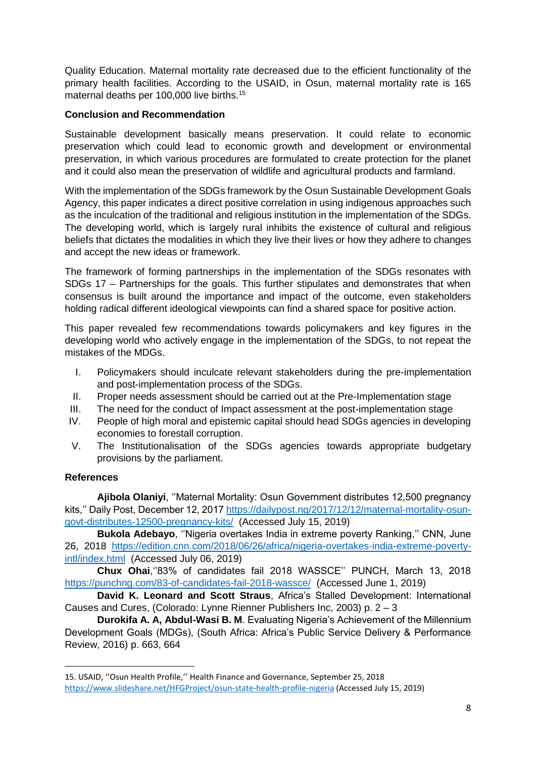Quality Education. Maternal mortality rate decreased due to the efficient functionality of the primary health facilities. According to the USAID, in Osun, maternal mortality rate is 165 maternal deaths per 100,000 live births.[15]

**Conclusion and Recommendation**

Sustainable development basically means preservation. It could relate to economic preservation which could lead to economic growth and development or environmental preservation, in which various procedures are formulated to create protection for the planet and it could also mean the preservation of wildlife and agricultural products and farmland.

With the implementation of the SDGs framework by the Osun Sustainable Development Goals Agency, this paper indicates a direct positive correlation in using indigenous approaches such as the inculcation of the traditional and religious institution in the implementation of the SDGs. The developing world, which is largely rural inhibits the existence of cultural and religious beliefs that dictates the modalities in which they live their lives or how they adhere to changes and accept the new ideas or framework.

The framework of forming partnerships in the implementation of the SDGs resonates with SDGs 17 – Partnerships for the goals. This further stipulates and demonstrates that when consensus is built around the importance and impact of the outcome, even stakeholders holding radical different ideological viewpoints can find a shared space for positive action.

This paper revealed few recommendations towards policymakers and key figures in the developing world who actively engage in the implementation of the SDGs, to not repeat the mistakes of the MDGs.

I. Policymakers should inculcate relevant stakeholders during the pre-implementation and post-implementation process of the SDGs.
II. Proper needs assessment should be carried out at the Pre-Implementation stage
III. The need for the conduct of Impact assessment at the post-implementation stage
IV. People of high moral and epistemic capital should head SDGs agencies in developing economies to forestall corruption.
V. The Institutionalisation of the SDGs agencies towards appropriate budgetary provisions by the parliament.

**References**

**Ajibola Olaniyi**, ''Maternal Mortality: Osun Government distributes 12,500 pregnancy kits,'' Daily Post, December 12, 2017 https://dailypost.ng/2017/12/12/maternal-mortality-osun-govt-distributes-12500-pregnancy-kits/ (Accessed July 15, 2019)

**Bukola Adebayo**, ''Nigeria overtakes India in extreme poverty Ranking,'' CNN, June 26, 2018 https://edition.cnn.com/2018/06/26/africa/nigeria-overtakes-india-extreme-poverty-intl/index.html (Accessed July 06, 2019)

**Chux Ohai**,''83% of candidates fail 2018 WASSCE'' PUNCH, March 13, 2018 https://punchng.com/83-of-candidates-fail-2018-wassce/ (Accessed June 1, 2019)

**David K. Leonard and Scott Straus**, Africa's Stalled Development: International Causes and Cures, (Colorado: Lynne Rienner Publishers Inc, 2003) p. 2 – 3

**Durokifa A. A, Abdul-Wasi B. M**. Evaluating Nigeria's Achievement of the Millennium Development Goals (MDGs), (South Africa: Africa's Public Service Delivery & Performance Review, 2016) p. 663, 664

---

15. USAID, ''Osun Health Profile,'' Health Finance and Governance, September 25, 2018 https://www.slideshare.net/HFGProject/osun-state-health-profile-nigeria (Accessed July 15, 2019)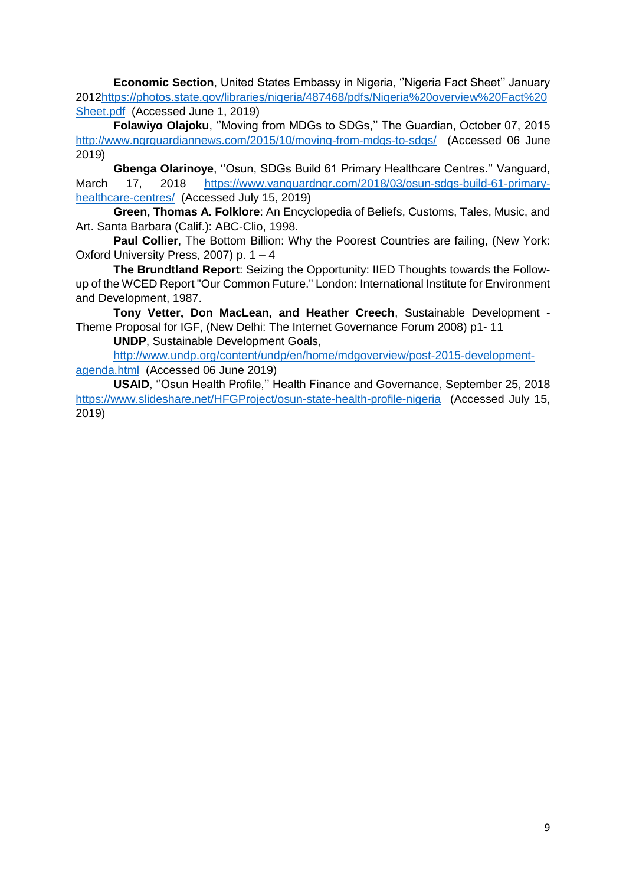**Economic Section**, United States Embassy in Nigeria, ''Nigeria Fact Sheet'' January 2012https://photos.state.gov/libraries/nigeria/487468/pdfs/Nigeria%20overview%20Fact%20Sheet.pdf (Accessed June 1, 2019)

**Folawiyo Olajoku**, ''Moving from MDGs to SDGs,'' The Guardian, October 07, 2015 http://www.ngrguardiannews.com/2015/10/moving-from-mdgs-to-sdgs/ (Accessed 06 June 2019)

**Gbenga Olarinoye**, ''Osun, SDGs Build 61 Primary Healthcare Centres.'' Vanguard, March 17, 2018 https://www.vanguardngr.com/2018/03/osun-sdgs-build-61-primary-healthcare-centres/ (Accessed July 15, 2019)

**Green, Thomas A. Folklore**: An Encyclopedia of Beliefs, Customs, Tales, Music, and Art. Santa Barbara (Calif.): ABC-Clio, 1998.

**Paul Collier**, The Bottom Billion: Why the Poorest Countries are failing, (New York: Oxford University Press, 2007) p. 1 – 4

**The Brundtland Report**: Seizing the Opportunity: IIED Thoughts towards the Follow-up of the WCED Report "Our Common Future." London: International Institute for Environment and Development, 1987.

**Tony Vetter, Don MacLean, and Heather Creech**, Sustainable Development - Theme Proposal for IGF, (New Delhi: The Internet Governance Forum 2008) p1- 11

**UNDP**, Sustainable Development Goals,
http://www.undp.org/content/undp/en/home/mdgoverview/post-2015-development-agenda.html (Accessed 06 June 2019)

**USAID**, ''Osun Health Profile,'' Health Finance and Governance, September 25, 2018 https://www.slideshare.net/HFGProject/osun-state-health-profile-nigeria (Accessed July 15, 2019)